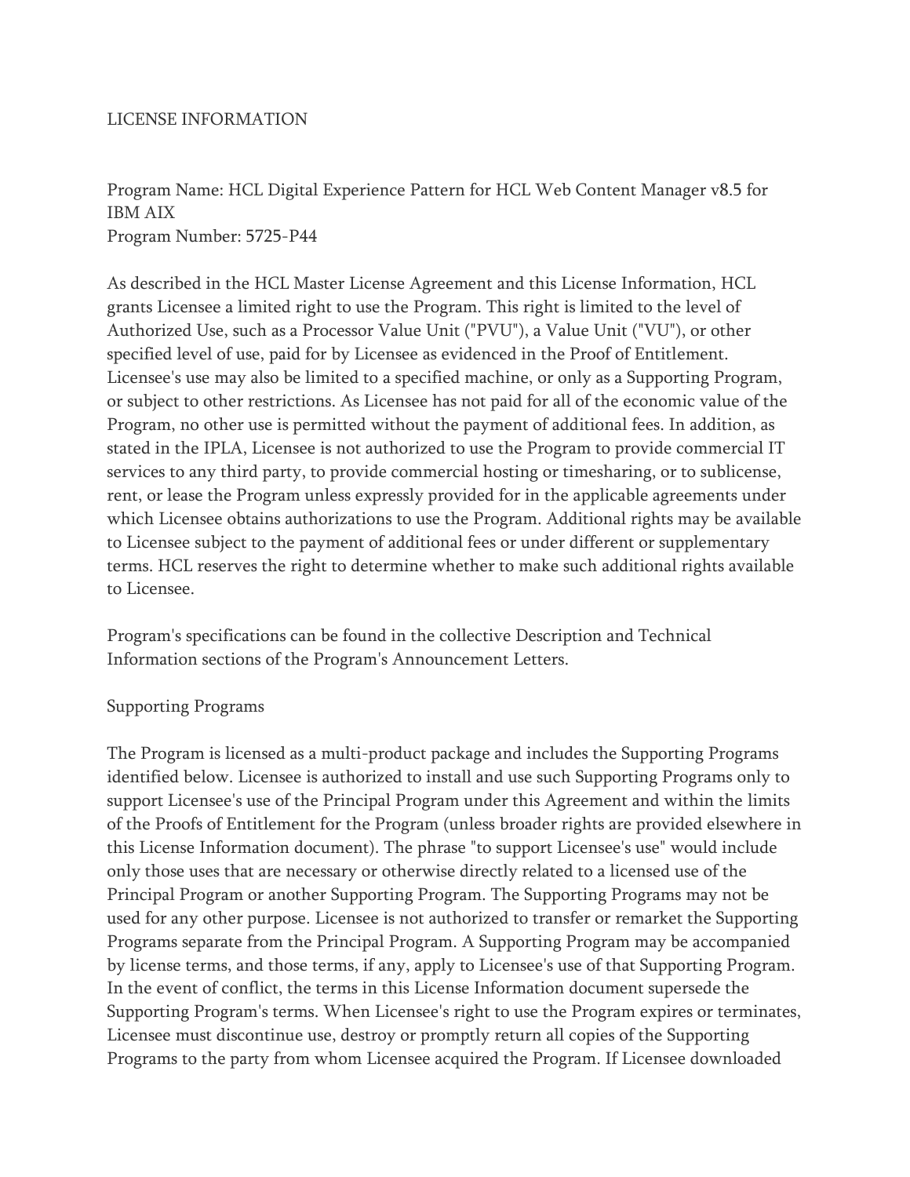# LICENSE INFORMATION

Program Name: HCL Digital Experience Pattern for HCL Web Content Manager v8.5 for IBM AIX
Program Number: 5725-P44

As described in the HCL Master License Agreement and this License Information, HCL grants Licensee a limited right to use the Program. This right is limited to the level of Authorized Use, such as a Processor Value Unit ("PVU"), a Value Unit ("VU"), or other specified level of use, paid for by Licensee as evidenced in the Proof of Entitlement. Licensee's use may also be limited to a specified machine, or only as a Supporting Program, or subject to other restrictions. As Licensee has not paid for all of the economic value of the Program, no other use is permitted without the payment of additional fees. In addition, as stated in the IPLA, Licensee is not authorized to use the Program to provide commercial IT services to any third party, to provide commercial hosting or timesharing, or to sublicense, rent, or lease the Program unless expressly provided for in the applicable agreements under which Licensee obtains authorizations to use the Program. Additional rights may be available to Licensee subject to the payment of additional fees or under different or supplementary terms. HCL reserves the right to determine whether to make such additional rights available to Licensee.

Program's specifications can be found in the collective Description and Technical Information sections of the Program's Announcement Letters.

## Supporting Programs

The Program is licensed as a multi-product package and includes the Supporting Programs identified below. Licensee is authorized to install and use such Supporting Programs only to support Licensee's use of the Principal Program under this Agreement and within the limits of the Proofs of Entitlement for the Program (unless broader rights are provided elsewhere in this License Information document). The phrase "to support Licensee's use" would include only those uses that are necessary or otherwise directly related to a licensed use of the Principal Program or another Supporting Program. The Supporting Programs may not be used for any other purpose. Licensee is not authorized to transfer or remarket the Supporting Programs separate from the Principal Program. A Supporting Program may be accompanied by license terms, and those terms, if any, apply to Licensee's use of that Supporting Program. In the event of conflict, the terms in this License Information document supersede the Supporting Program's terms. When Licensee's right to use the Program expires or terminates, Licensee must discontinue use, destroy or promptly return all copies of the Supporting Programs to the party from whom Licensee acquired the Program. If Licensee downloaded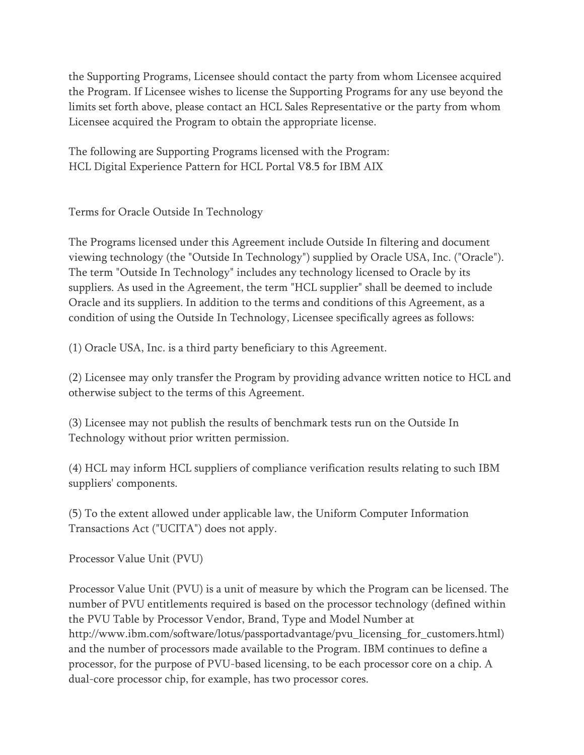the Supporting Programs, Licensee should contact the party from whom Licensee acquired the Program. If Licensee wishes to license the Supporting Programs for any use beyond the limits set forth above, please contact an HCL Sales Representative or the party from whom Licensee acquired the Program to obtain the appropriate license.

The following are Supporting Programs licensed with the Program:
HCL Digital Experience Pattern for HCL Portal V8.5 for IBM AIX

## Terms for Oracle Outside In Technology

The Programs licensed under this Agreement include Outside In filtering and document viewing technology (the "Outside In Technology") supplied by Oracle USA, Inc. ("Oracle"). The term "Outside In Technology" includes any technology licensed to Oracle by its suppliers. As used in the Agreement, the term "HCL supplier" shall be deemed to include Oracle and its suppliers. In addition to the terms and conditions of this Agreement, as a condition of using the Outside In Technology, Licensee specifically agrees as follows:

(1) Oracle USA, Inc. is a third party beneficiary to this Agreement.

(2) Licensee may only transfer the Program by providing advance written notice to HCL and otherwise subject to the terms of this Agreement.

(3) Licensee may not publish the results of benchmark tests run on the Outside In Technology without prior written permission.

(4) HCL may inform HCL suppliers of compliance verification results relating to such IBM suppliers' components.

(5) To the extent allowed under applicable law, the Uniform Computer Information Transactions Act ("UCITA") does not apply.

## Processor Value Unit (PVU)

Processor Value Unit (PVU) is a unit of measure by which the Program can be licensed. The number of PVU entitlements required is based on the processor technology (defined within the PVU Table by Processor Vendor, Brand, Type and Model Number at http://www.ibm.com/software/lotus/passportadvantage/pvu_licensing_for_customers.html) and the number of processors made available to the Program. IBM continues to define a processor, for the purpose of PVU-based licensing, to be each processor core on a chip. A dual-core processor chip, for example, has two processor cores.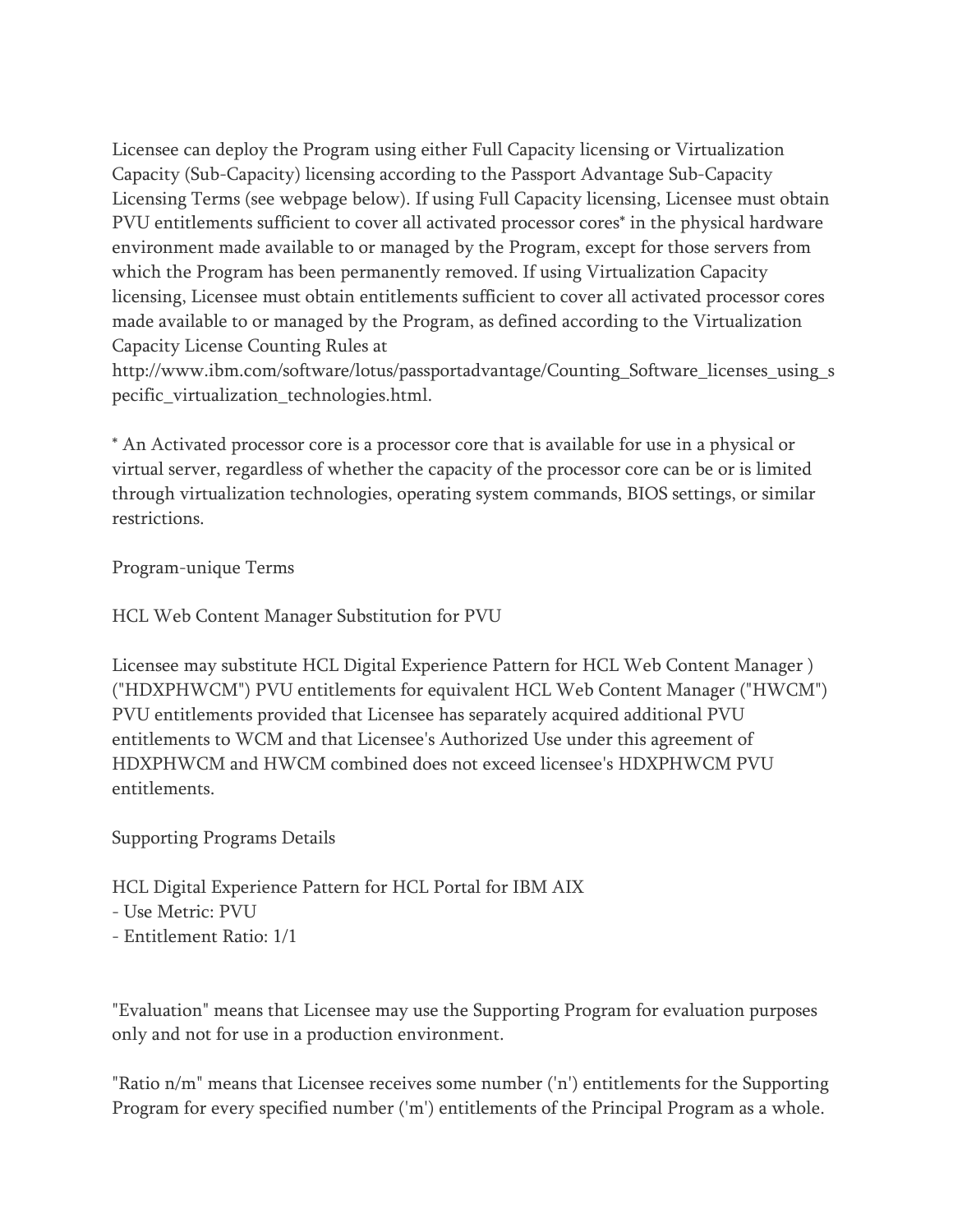Licensee can deploy the Program using either Full Capacity licensing or Virtualization Capacity (Sub-Capacity) licensing according to the Passport Advantage Sub-Capacity Licensing Terms (see webpage below). If using Full Capacity licensing, Licensee must obtain PVU entitlements sufficient to cover all activated processor cores* in the physical hardware environment made available to or managed by the Program, except for those servers from which the Program has been permanently removed. If using Virtualization Capacity licensing, Licensee must obtain entitlements sufficient to cover all activated processor cores made available to or managed by the Program, as defined according to the Virtualization Capacity License Counting Rules at http://www.ibm.com/software/lotus/passportadvantage/Counting_Software_licenses_using_specific_virtualization_technologies.html.

* An Activated processor core is a processor core that is available for use in a physical or virtual server, regardless of whether the capacity of the processor core can be or is limited through virtualization technologies, operating system commands, BIOS settings, or similar restrictions.

Program-unique Terms

HCL Web Content Manager Substitution for PVU

Licensee may substitute HCL Digital Experience Pattern for HCL Web Content Manager ) ("HDXPHWCM") PVU entitlements for equivalent HCL Web Content Manager ("HWCM") PVU entitlements provided that Licensee has separately acquired additional PVU entitlements to WCM and that Licensee's Authorized Use under this agreement of HDXPHWCM and HWCM combined does not exceed licensee's HDXPHWCM PVU entitlements.

Supporting Programs Details

HCL Digital Experience Pattern for HCL Portal for IBM AIX
- Use Metric: PVU
- Entitlement Ratio: 1/1

"Evaluation" means that Licensee may use the Supporting Program for evaluation purposes only and not for use in a production environment.

"Ratio n/m" means that Licensee receives some number ('n') entitlements for the Supporting Program for every specified number ('m') entitlements of the Principal Program as a whole.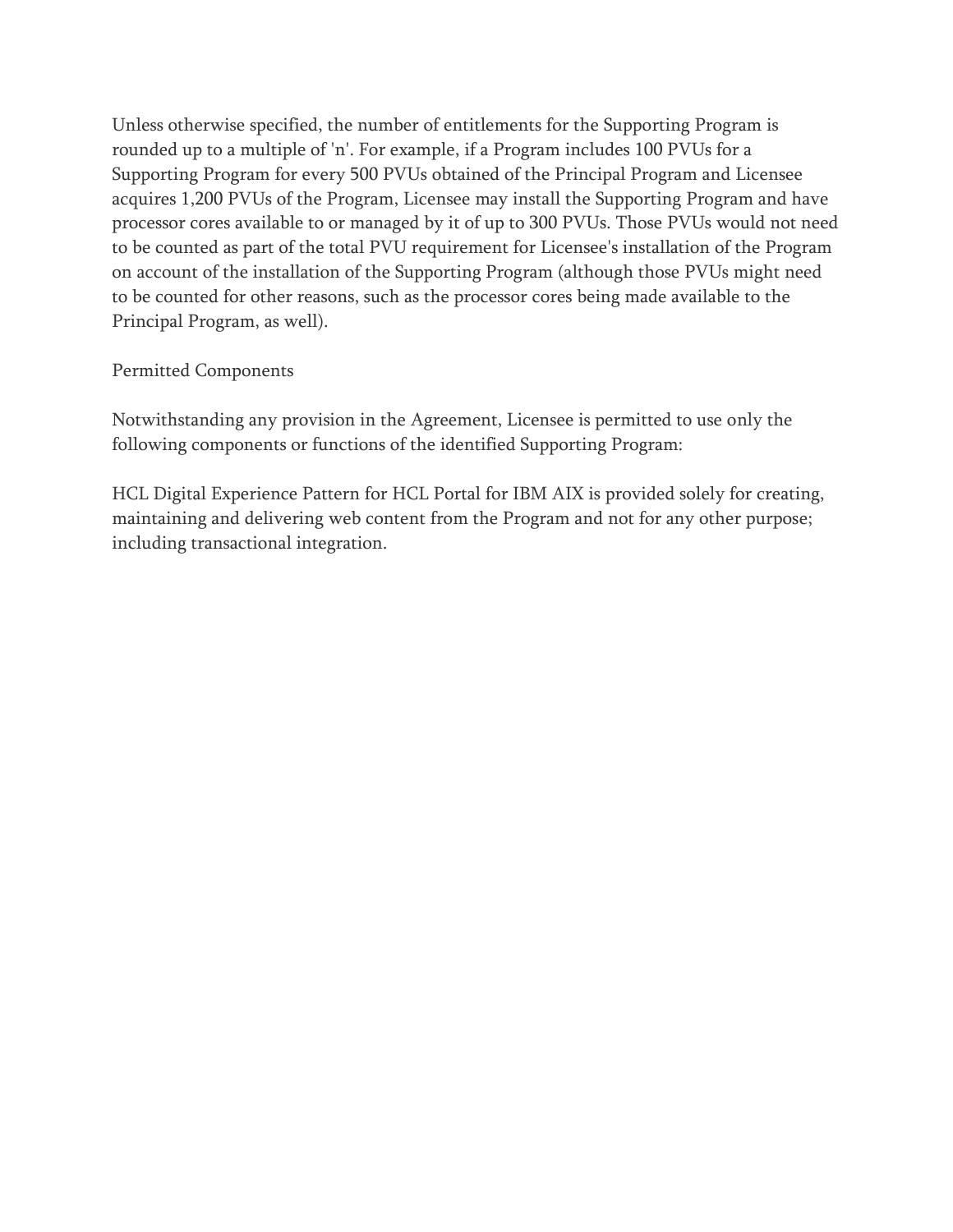Unless otherwise specified, the number of entitlements for the Supporting Program is rounded up to a multiple of 'n'. For example, if a Program includes 100 PVUs for a Supporting Program for every 500 PVUs obtained of the Principal Program and Licensee acquires 1,200 PVUs of the Program, Licensee may install the Supporting Program and have processor cores available to or managed by it of up to 300 PVUs. Those PVUs would not need to be counted as part of the total PVU requirement for Licensee's installation of the Program on account of the installation of the Supporting Program (although those PVUs might need to be counted for other reasons, such as the processor cores being made available to the Principal Program, as well).

Permitted Components

Notwithstanding any provision in the Agreement, Licensee is permitted to use only the following components or functions of the identified Supporting Program:

HCL Digital Experience Pattern for HCL Portal for IBM AIX is provided solely for creating, maintaining and delivering web content from the Program and not for any other purpose; including transactional integration.